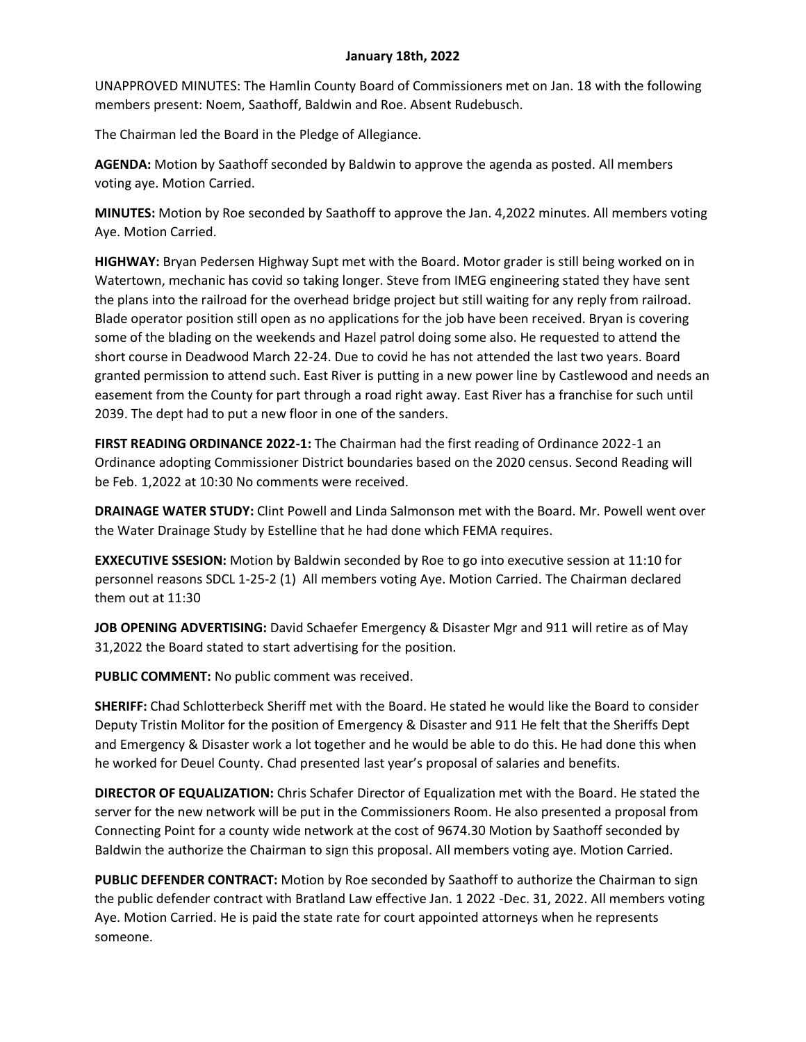**January 18th, 2022**

UNAPPROVED MINUTES: The Hamlin County Board of Commissioners met on Jan. 18 with the following members present: Noem, Saathoff, Baldwin and Roe. Absent Rudebusch.

The Chairman led the Board in the Pledge of Allegiance.

**AGENDA:** Motion by Saathoff seconded by Baldwin to approve the agenda as posted. All members voting aye. Motion Carried.

**MINUTES:** Motion by Roe seconded by Saathoff to approve the Jan. 4,2022 minutes. All members voting Aye. Motion Carried.

**HIGHWAY:** Bryan Pedersen Highway Supt met with the Board. Motor grader is still being worked on in Watertown, mechanic has covid so taking longer. Steve from IMEG engineering stated they have sent the plans into the railroad for the overhead bridge project but still waiting for any reply from railroad. Blade operator position still open as no applications for the job have been received. Bryan is covering some of the blading on the weekends and Hazel patrol doing some also. He requested to attend the short course in Deadwood March 22-24. Due to covid he has not attended the last two years. Board granted permission to attend such. East River is putting in a new power line by Castlewood and needs an easement from the County for part through a road right away. East River has a franchise for such until 2039. The dept had to put a new floor in one of the sanders.

**FIRST READING ORDINANCE 2022-1:** The Chairman had the first reading of Ordinance 2022-1 an Ordinance adopting Commissioner District boundaries based on the 2020 census. Second Reading will be Feb. 1,2022 at 10:30 No comments were received.

**DRAINAGE WATER STUDY:** Clint Powell and Linda Salmonson met with the Board. Mr. Powell went over the Water Drainage Study by Estelline that he had done which FEMA requires.

**EXXECUTIVE SSESION:** Motion by Baldwin seconded by Roe to go into executive session at 11:10 for personnel reasons SDCL 1-25-2 (1) All members voting Aye. Motion Carried. The Chairman declared them out at 11:30

**JOB OPENING ADVERTISING:** David Schaefer Emergency & Disaster Mgr and 911 will retire as of May 31,2022 the Board stated to start advertising for the position.

**PUBLIC COMMENT:** No public comment was received.

**SHERIFF:** Chad Schlotterbeck Sheriff met with the Board. He stated he would like the Board to consider Deputy Tristin Molitor for the position of Emergency & Disaster and 911 He felt that the Sheriffs Dept and Emergency & Disaster work a lot together and he would be able to do this. He had done this when he worked for Deuel County. Chad presented last year's proposal of salaries and benefits.

**DIRECTOR OF EQUALIZATION:** Chris Schafer Director of Equalization met with the Board. He stated the server for the new network will be put in the Commissioners Room. He also presented a proposal from Connecting Point for a county wide network at the cost of 9674.30 Motion by Saathoff seconded by Baldwin the authorize the Chairman to sign this proposal. All members voting aye. Motion Carried.

**PUBLIC DEFENDER CONTRACT:** Motion by Roe seconded by Saathoff to authorize the Chairman to sign the public defender contract with Bratland Law effective Jan. 1 2022 -Dec. 31, 2022. All members voting Aye. Motion Carried. He is paid the state rate for court appointed attorneys when he represents someone.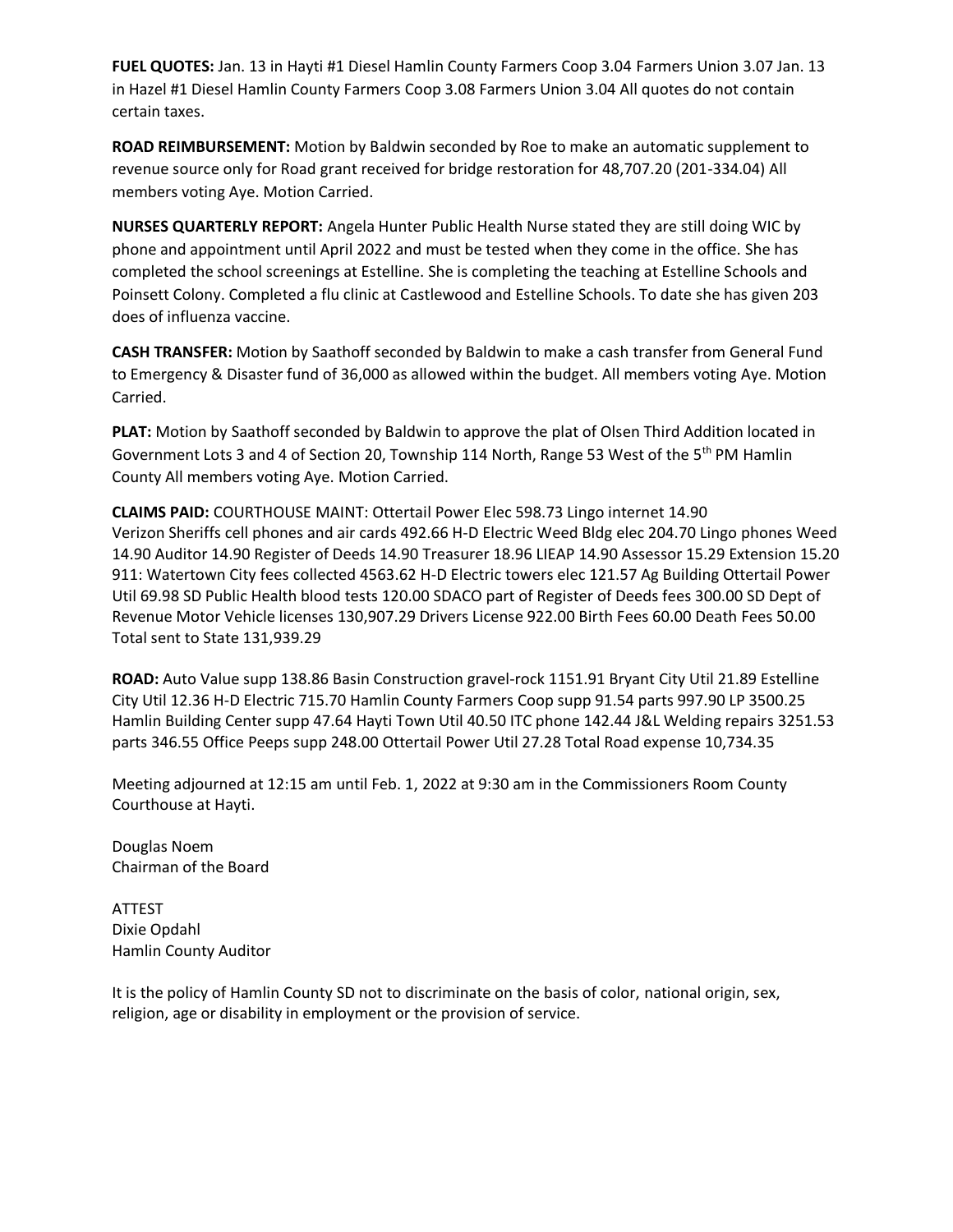**FUEL QUOTES:** Jan. 13 in Hayti #1 Diesel Hamlin County Farmers Coop 3.04 Farmers Union 3.07 Jan. 13 in Hazel #1 Diesel Hamlin County Farmers Coop 3.08 Farmers Union 3.04 All quotes do not contain certain taxes.

**ROAD REIMBURSEMENT:** Motion by Baldwin seconded by Roe to make an automatic supplement to revenue source only for Road grant received for bridge restoration for 48,707.20 (201-334.04) All members voting Aye. Motion Carried.

**NURSES QUARTERLY REPORT:** Angela Hunter Public Health Nurse stated they are still doing WIC by phone and appointment until April 2022 and must be tested when they come in the office. She has completed the school screenings at Estelline. She is completing the teaching at Estelline Schools and Poinsett Colony. Completed a flu clinic at Castlewood and Estelline Schools. To date she has given 203 does of influenza vaccine.

**CASH TRANSFER:** Motion by Saathoff seconded by Baldwin to make a cash transfer from General Fund to Emergency & Disaster fund of 36,000 as allowed within the budget. All members voting Aye. Motion Carried.

**PLAT:** Motion by Saathoff seconded by Baldwin to approve the plat of Olsen Third Addition located in Government Lots 3 and 4 of Section 20, Township 114 North, Range 53 West of the 5th PM Hamlin County All members voting Aye. Motion Carried.

**CLAIMS PAID:** COURTHOUSE MAINT: Ottertail Power Elec 598.73 Lingo internet 14.90 Verizon Sheriffs cell phones and air cards 492.66 H-D Electric Weed Bldg elec 204.70 Lingo phones Weed 14.90 Auditor 14.90 Register of Deeds 14.90 Treasurer 18.96 LIEAP 14.90 Assessor 15.29 Extension 15.20 911: Watertown City fees collected 4563.62 H-D Electric towers elec 121.57 Ag Building Ottertail Power Util 69.98 SD Public Health blood tests 120.00 SDACO part of Register of Deeds fees 300.00 SD Dept of Revenue Motor Vehicle licenses 130,907.29 Drivers License 922.00 Birth Fees 60.00 Death Fees 50.00 Total sent to State 131,939.29

**ROAD:** Auto Value supp 138.86 Basin Construction gravel-rock 1151.91 Bryant City Util 21.89 Estelline City Util 12.36 H-D Electric 715.70 Hamlin County Farmers Coop supp 91.54 parts 997.90 LP 3500.25 Hamlin Building Center supp 47.64 Hayti Town Util 40.50 ITC phone 142.44 J&L Welding repairs 3251.53 parts 346.55 Office Peeps supp 248.00 Ottertail Power Util 27.28 Total Road expense 10,734.35

Meeting adjourned at 12:15 am until Feb. 1, 2022 at 9:30 am in the Commissioners Room County Courthouse at Hayti.

Douglas Noem
Chairman of the Board

ATTEST
Dixie Opdahl
Hamlin County Auditor

It is the policy of Hamlin County SD not to discriminate on the basis of color, national origin, sex, religion, age or disability in employment or the provision of service.